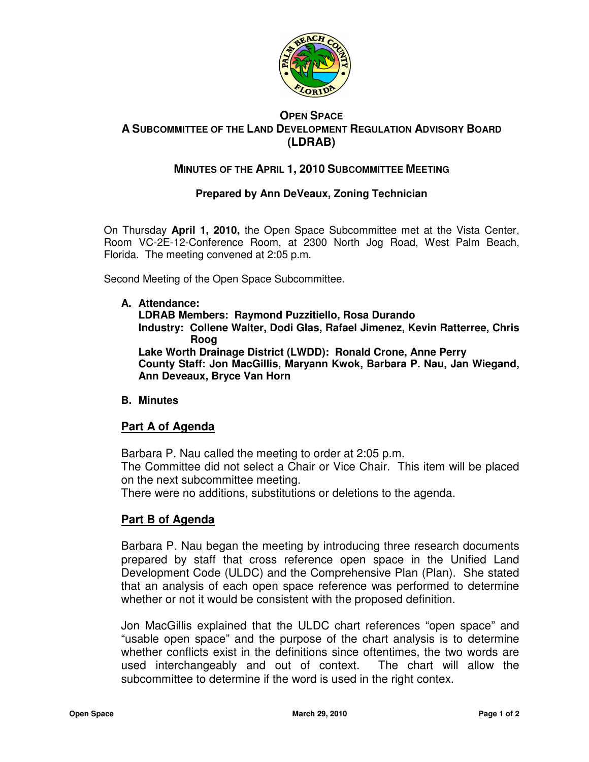# OPEN SPACE
## A SUBCOMMITTEE OF THE LAND DEVELOPMENT REGULATION ADVISORY BOARD (LDRAB)

### MINUTES OF THE APRIL 1, 2010 SUBCOMMITTEE MEETING

**Prepared by Ann DeVeaux, Zoning Technician**

On Thursday **April 1, 2010,** the Open Space Subcommittee met at the Vista Center, Room VC-2E-12-Conference Room, at 2300 North Jog Road, West Palm Beach, Florida. The meeting convened at 2:05 p.m.

Second Meeting of the Open Space Subcommittee.

**A. Attendance:**
**LDRAB Members: Raymond Puzzitiello, Rosa Durando**
**Industry: Collene Walter, Dodi Glas, Rafael Jimenez, Kevin Ratterree, Chris Roog**
**Lake Worth Drainage District (LWDD): Ronald Crone, Anne Perry**
**County Staff: Jon MacGillis, Maryann Kwok, Barbara P. Nau, Jan Wiegand, Ann Deveaux, Bryce Van Horn**

**B. Minutes**

**Part A of Agenda**

Barbara P. Nau called the meeting to order at 2:05 p.m.
The Committee did not select a Chair or Vice Chair. This item will be placed on the next subcommittee meeting.
There were no additions, substitutions or deletions to the agenda.

**Part B of Agenda**

Barbara P. Nau began the meeting by introducing three research documents prepared by staff that cross reference open space in the Unified Land Development Code (ULDC) and the Comprehensive Plan (Plan). She stated that an analysis of each open space reference was performed to determine whether or not it would be consistent with the proposed definition.

Jon MacGillis explained that the ULDC chart references "open space" and "usable open space" and the purpose of the chart analysis is to determine whether conflicts exist in the definitions since oftentimes, the two words are used interchangeably and out of context. The chart will allow the subcommittee to determine if the word is used in the right contex.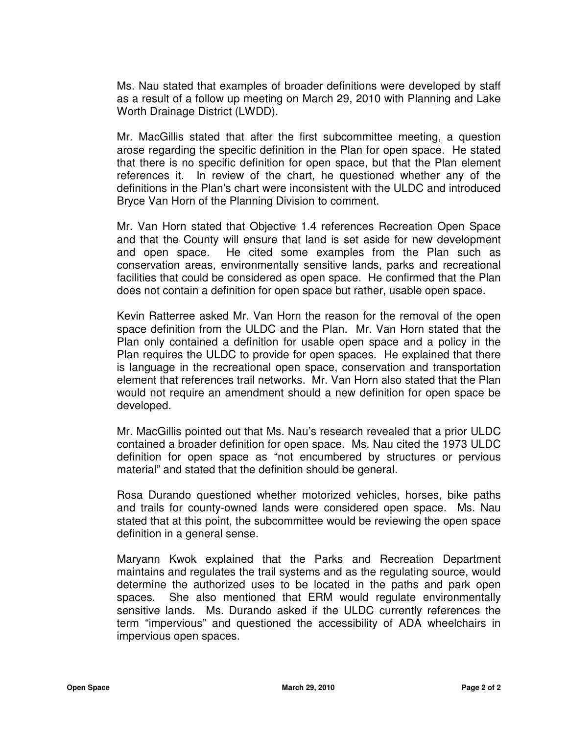Ms. Nau stated that examples of broader definitions were developed by staff as a result of a follow up meeting on March 29, 2010 with Planning and Lake Worth Drainage District (LWDD).

Mr. MacGillis stated that after the first subcommittee meeting, a question arose regarding the specific definition in the Plan for open space. He stated that there is no specific definition for open space, but that the Plan element references it. In review of the chart, he questioned whether any of the definitions in the Plan's chart were inconsistent with the ULDC and introduced Bryce Van Horn of the Planning Division to comment.

Mr. Van Horn stated that Objective 1.4 references Recreation Open Space and that the County will ensure that land is set aside for new development and open space. He cited some examples from the Plan such as conservation areas, environmentally sensitive lands, parks and recreational facilities that could be considered as open space. He confirmed that the Plan does not contain a definition for open space but rather, usable open space.

Kevin Ratterree asked Mr. Van Horn the reason for the removal of the open space definition from the ULDC and the Plan. Mr. Van Horn stated that the Plan only contained a definition for usable open space and a policy in the Plan requires the ULDC to provide for open spaces. He explained that there is language in the recreational open space, conservation and transportation element that references trail networks. Mr. Van Horn also stated that the Plan would not require an amendment should a new definition for open space be developed.

Mr. MacGillis pointed out that Ms. Nau's research revealed that a prior ULDC contained a broader definition for open space. Ms. Nau cited the 1973 ULDC definition for open space as "not encumbered by structures or pervious material" and stated that the definition should be general.

Rosa Durando questioned whether motorized vehicles, horses, bike paths and trails for county-owned lands were considered open space. Ms. Nau stated that at this point, the subcommittee would be reviewing the open space definition in a general sense.

Maryann Kwok explained that the Parks and Recreation Department maintains and regulates the trail systems and as the regulating source, would determine the authorized uses to be located in the paths and park open spaces. She also mentioned that ERM would regulate environmentally sensitive lands. Ms. Durando asked if the ULDC currently references the term "impervious" and questioned the accessibility of ADA wheelchairs in impervious open spaces.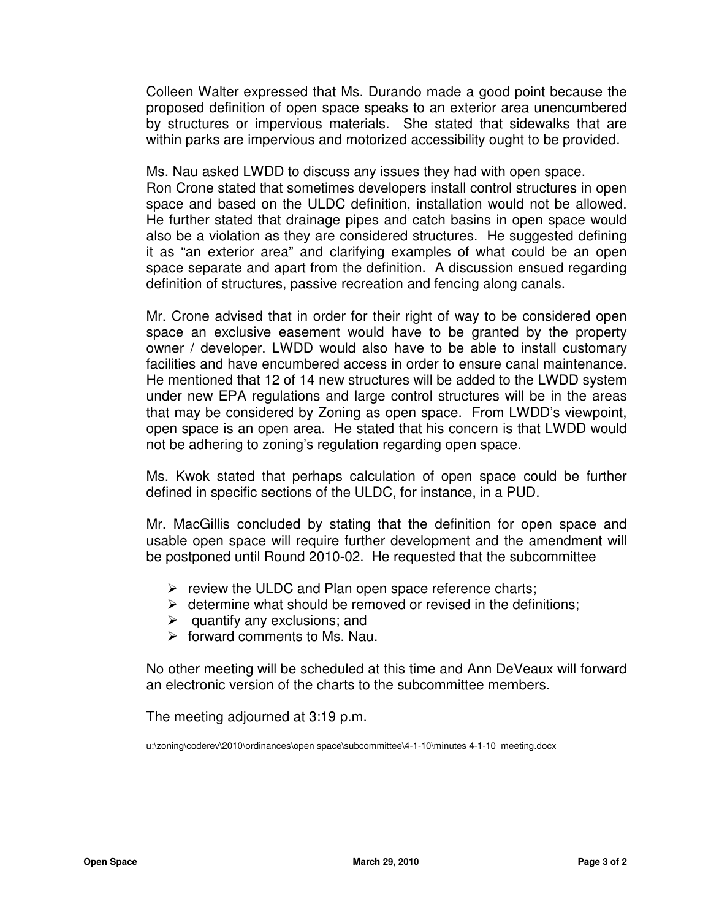Colleen Walter expressed that Ms. Durando made a good point because the proposed definition of open space speaks to an exterior area unencumbered by structures or impervious materials. She stated that sidewalks that are within parks are impervious and motorized accessibility ought to be provided.

Ms. Nau asked LWDD to discuss any issues they had with open space.
Ron Crone stated that sometimes developers install control structures in open space and based on the ULDC definition, installation would not be allowed. He further stated that drainage pipes and catch basins in open space would also be a violation as they are considered structures. He suggested defining it as "an exterior area" and clarifying examples of what could be an open space separate and apart from the definition. A discussion ensued regarding definition of structures, passive recreation and fencing along canals.

Mr. Crone advised that in order for their right of way to be considered open space an exclusive easement would have to be granted by the property owner / developer. LWDD would also have to be able to install customary facilities and have encumbered access in order to ensure canal maintenance. He mentioned that 12 of 14 new structures will be added to the LWDD system under new EPA regulations and large control structures will be in the areas that may be considered by Zoning as open space. From LWDD's viewpoint, open space is an open area. He stated that his concern is that LWDD would not be adhering to zoning's regulation regarding open space.

Ms. Kwok stated that perhaps calculation of open space could be further defined in specific sections of the ULDC, for instance, in a PUD.

Mr. MacGillis concluded by stating that the definition for open space and usable open space will require further development and the amendment will be postponed until Round 2010-02. He requested that the subcommittee

- review the ULDC and Plan open space reference charts;
- determine what should be removed or revised in the definitions;
- quantify any exclusions; and
- forward comments to Ms. Nau.

No other meeting will be scheduled at this time and Ann DeVeaux will forward an electronic version of the charts to the subcommittee members.

The meeting adjourned at 3:19 p.m.

u:\zoning\coderev\2010\ordinances\open space\subcommittee\4-1-10\minutes 4-1-10 meeting.docx